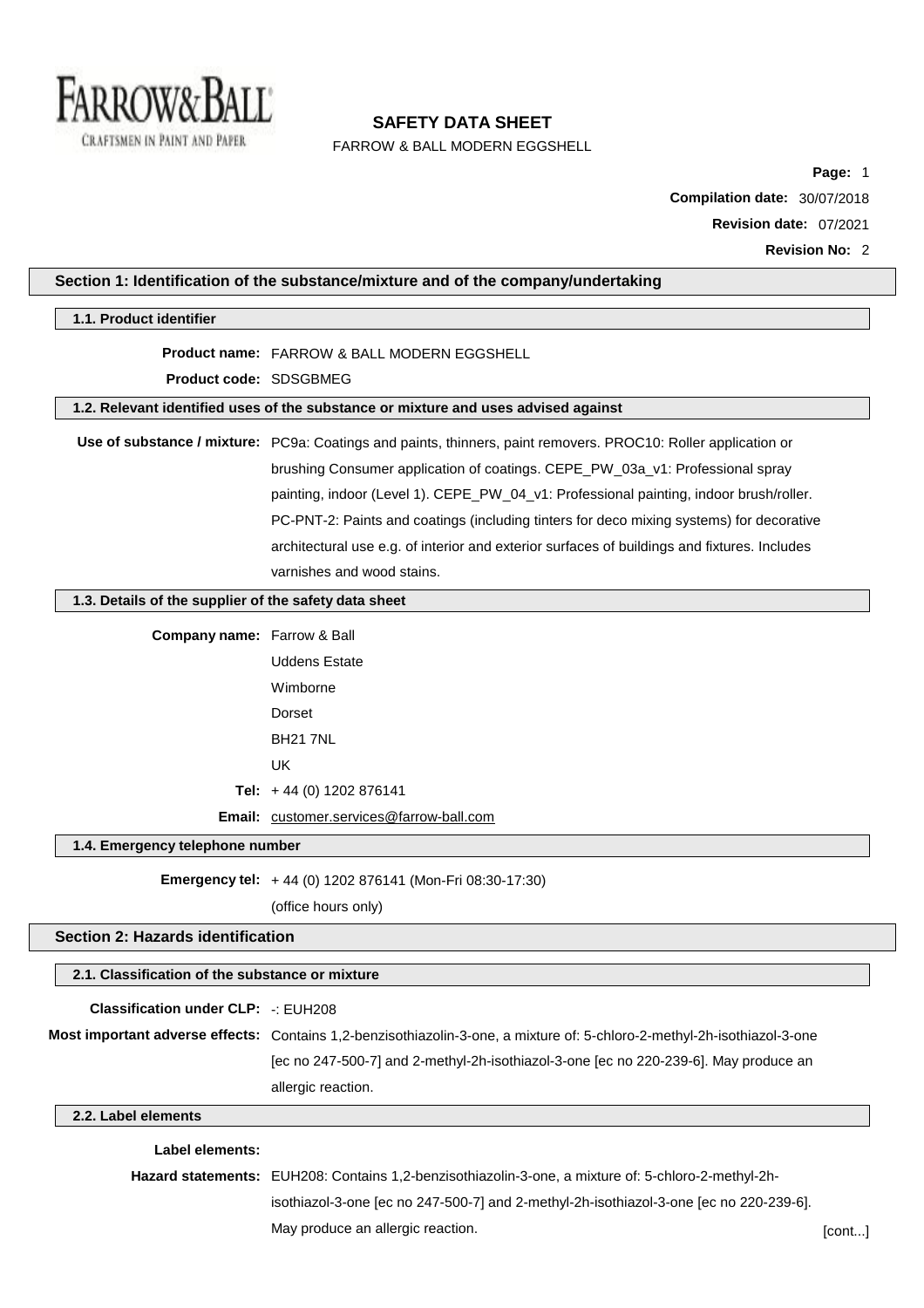# SAFETY DATA SHEET

FARROW & BALL MODERN EGGSHELL

**Page:** 1

**Compilation date:** 30/07/2018

**Revision date:** 07/2021

**Revision No:** 2

## Section 1: Identification of the substance/mixture and of the company/undertaking

### 1.1. Product identifier

**Product name:** FARROW & BALL MODERN EGGSHELL

**Product code:** SDSGBMEG

### 1.2. Relevant identified uses of the substance or mixture and uses advised against

**Use of substance / mixture:** PC9a: Coatings and paints, thinners, paint removers. PROC10: Roller application or brushing Consumer application of coatings. CEPE_PW_03a_v1: Professional spray painting, indoor (Level 1). CEPE_PW_04_v1: Professional painting, indoor brush/roller. PC-PNT-2: Paints and coatings (including tinters for deco mixing systems) for decorative architectural use e.g. of interior and exterior surfaces of buildings and fixtures. Includes varnishes and wood stains.

### 1.3. Details of the supplier of the safety data sheet

**Company name:** Farrow & Ball

Uddens Estate

Wimborne

Dorset

BH21 7NL

UK

**Tel:** + 44 (0) 1202 876141

**Email:** customer.services@farrow-ball.com

### 1.4. Emergency telephone number

**Emergency tel:** + 44 (0) 1202 876141 (Mon-Fri 08:30-17:30)

(office hours only)

## Section 2: Hazards identification

### 2.1. Classification of the substance or mixture

**Classification under CLP:** -: EUH208

**Most important adverse effects:** Contains 1,2-benzisothiazolin-3-one, a mixture of: 5-chloro-2-methyl-2h-isothiazol-3-one [ec no 247-500-7] and 2-methyl-2h-isothiazol-3-one [ec no 220-239-6]. May produce an allergic reaction.

### 2.2. Label elements

**Label elements:**

**Hazard statements:** EUH208: Contains 1,2-benzisothiazolin-3-one, a mixture of: 5-chloro-2-methyl-2h-isothiazol-3-one [ec no 247-500-7] and 2-methyl-2h-isothiazol-3-one [ec no 220-239-6]. May produce an allergic reaction.

[cont...]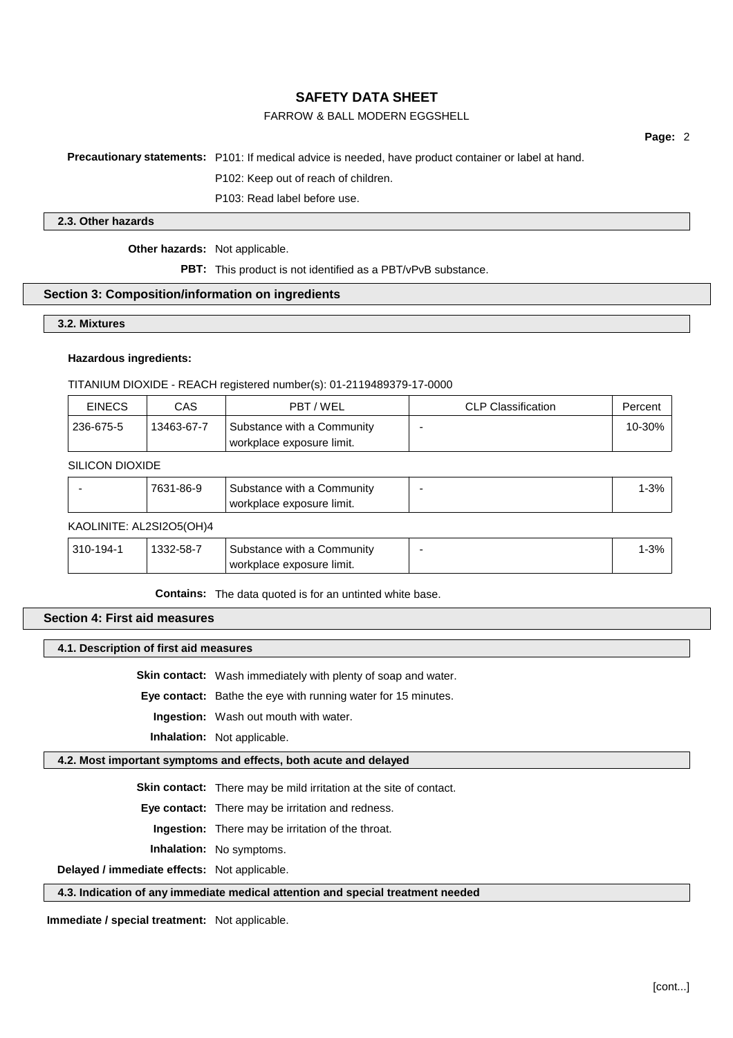**Precautionary statements:** P101: If medical advice is needed, have product container or label at hand.

P102: Keep out of reach of children.

P103: Read label before use.

### 2.3. Other hazards

**Other hazards:** Not applicable.

**PBT:** This product is not identified as a PBT/vPvB substance.

## Section 3: Composition/information on ingredients

### 3.2. Mixtures

**Hazardous ingredients:**

TITANIUM DIOXIDE - REACH registered number(s): 01-2119489379-17-0000

| EINECS | CAS | PBT / WEL | CLP Classification | Percent |
|---|---|---|---|---|
| 236-675-5 | 13463-67-7 | Substance with a Community workplace exposure limit. | - | 10-30% |

SILICON DIOXIDE

| EINECS | CAS | PBT / WEL | CLP Classification | Percent |
|---|---|---|---|---|
| - | 7631-86-9 | Substance with a Community workplace exposure limit. | - | 1-3% |

KAOLINITE: AL2SI2O5(OH)4

| EINECS | CAS | PBT / WEL | CLP Classification | Percent |
|---|---|---|---|---|
| 310-194-1 | 1332-58-7 | Substance with a Community workplace exposure limit. | - | 1-3% |

**Contains:** The data quoted is for an untinted white base.

## Section 4: First aid measures

### 4.1. Description of first aid measures

**Skin contact:** Wash immediately with plenty of soap and water.

**Eye contact:** Bathe the eye with running water for 15 minutes.

**Ingestion:** Wash out mouth with water.

**Inhalation:** Not applicable.

### 4.2. Most important symptoms and effects, both acute and delayed

**Skin contact:** There may be mild irritation at the site of contact.

**Eye contact:** There may be irritation and redness.

**Ingestion:** There may be irritation of the throat.

**Inhalation:** No symptoms.

**Delayed / immediate effects:** Not applicable.

### 4.3. Indication of any immediate medical attention and special treatment needed

**Immediate / special treatment:** Not applicable.

[cont...]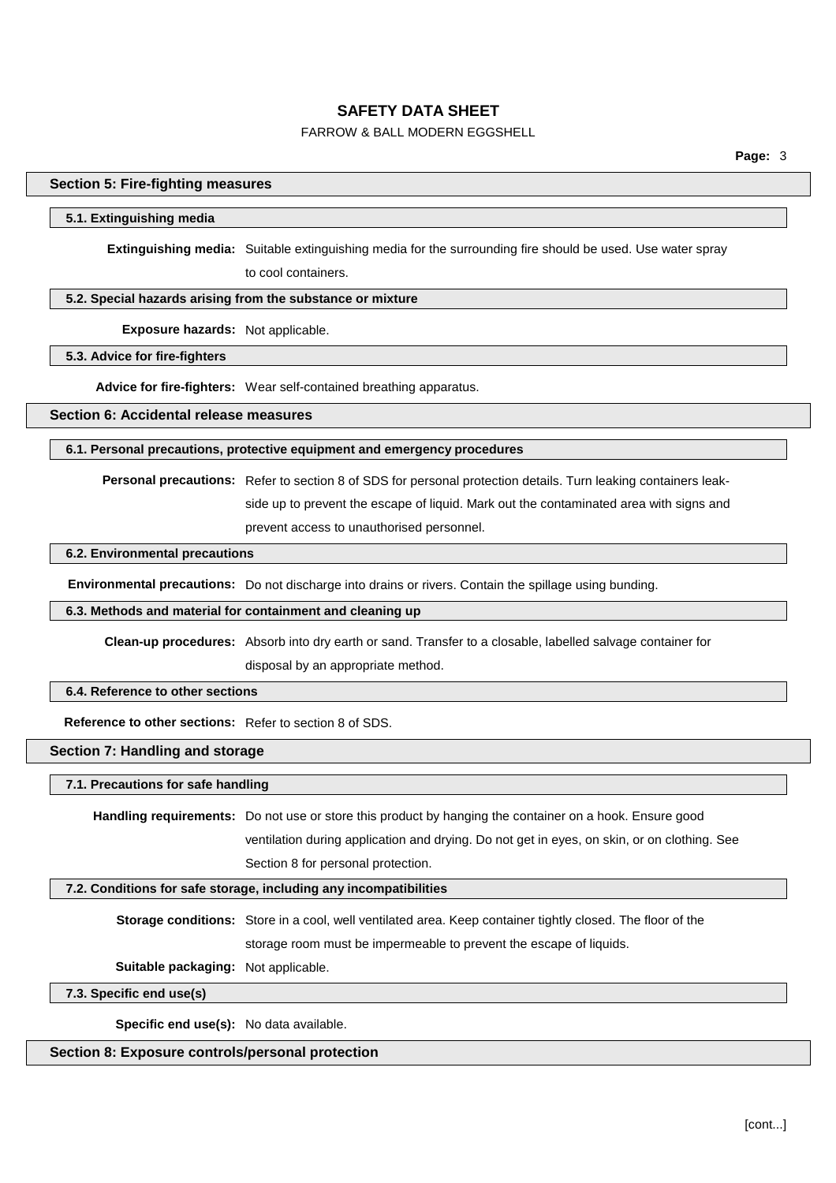## Section 5: Fire-fighting measures

### 5.1. Extinguishing media

**Extinguishing media:** Suitable extinguishing media for the surrounding fire should be used. Use water spray to cool containers.

### 5.2. Special hazards arising from the substance or mixture

**Exposure hazards:** Not applicable.

### 5.3. Advice for fire-fighters

**Advice for fire-fighters:** Wear self-contained breathing apparatus.

## Section 6: Accidental release measures

### 6.1. Personal precautions, protective equipment and emergency procedures

**Personal precautions:** Refer to section 8 of SDS for personal protection details. Turn leaking containers leak-side up to prevent the escape of liquid. Mark out the contaminated area with signs and prevent access to unauthorised personnel.

### 6.2. Environmental precautions

**Environmental precautions:** Do not discharge into drains or rivers. Contain the spillage using bunding.

### 6.3. Methods and material for containment and cleaning up

**Clean-up procedures:** Absorb into dry earth or sand. Transfer to a closable, labelled salvage container for disposal by an appropriate method.

### 6.4. Reference to other sections

**Reference to other sections:** Refer to section 8 of SDS.

## Section 7: Handling and storage

### 7.1. Precautions for safe handling

**Handling requirements:** Do not use or store this product by hanging the container on a hook. Ensure good ventilation during application and drying. Do not get in eyes, on skin, or on clothing. See Section 8 for personal protection.

### 7.2. Conditions for safe storage, including any incompatibilities

**Storage conditions:** Store in a cool, well ventilated area. Keep container tightly closed. The floor of the storage room must be impermeable to prevent the escape of liquids.

**Suitable packaging:** Not applicable.

### 7.3. Specific end use(s)

**Specific end use(s):** No data available.

## Section 8: Exposure controls/personal protection

[cont...]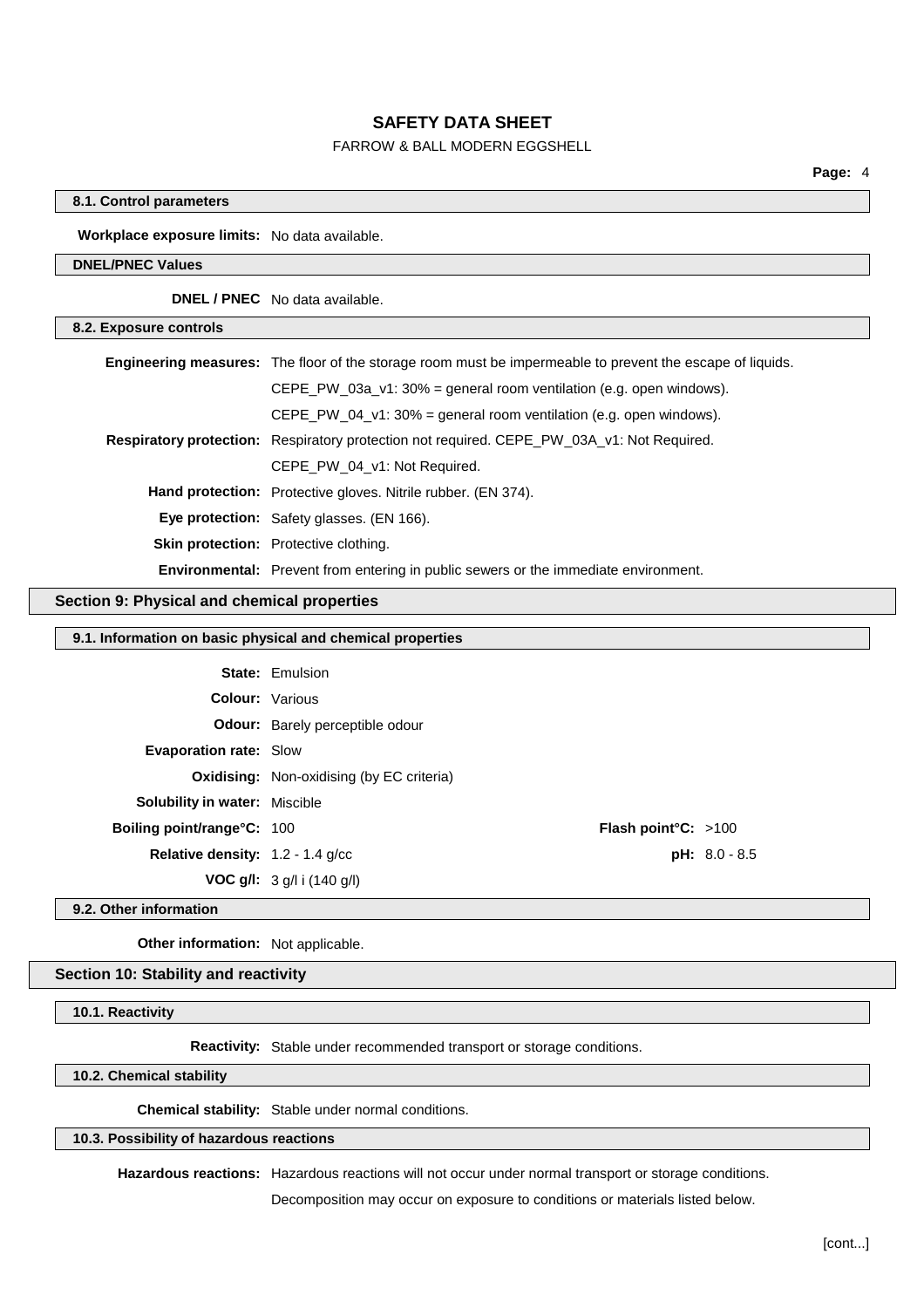### 8.1. Control parameters

**Workplace exposure limits:** No data available.

#### DNEL/PNEC Values

**DNEL / PNEC** No data available.

### 8.2. Exposure controls

**Engineering measures:** The floor of the storage room must be impermeable to prevent the escape of liquids.

CEPE_PW_03a_v1: 30% = general room ventilation (e.g. open windows).

CEPE_PW_04_v1: 30% = general room ventilation (e.g. open windows).

**Respiratory protection:** Respiratory protection not required. CEPE_PW_03A_v1: Not Required.

CEPE_PW_04_v1: Not Required.

**Hand protection:** Protective gloves. Nitrile rubber. (EN 374).

**Eye protection:** Safety glasses. (EN 166).

**Skin protection:** Protective clothing.

**Environmental:** Prevent from entering in public sewers or the immediate environment.

## Section 9: Physical and chemical properties

### 9.1. Information on basic physical and chemical properties

**State:** Emulsion

**Colour:** Various

**Odour:** Barely perceptible odour

**Evaporation rate:** Slow

**Oxidising:** Non-oxidising (by EC criteria)

**Solubility in water:** Miscible

**Boiling point/range°C:** 100

**Flash point°C:** >100

**Relative density:** 1.2 - 1.4 g/cc

**pH:** 8.0 - 8.5

**VOC g/l:** 3 g/l i (140 g/l)

### 9.2. Other information

**Other information:** Not applicable.

## Section 10: Stability and reactivity

### 10.1. Reactivity

**Reactivity:** Stable under recommended transport or storage conditions.

### 10.2. Chemical stability

**Chemical stability:** Stable under normal conditions.

### 10.3. Possibility of hazardous reactions

**Hazardous reactions:** Hazardous reactions will not occur under normal transport or storage conditions.

Decomposition may occur on exposure to conditions or materials listed below.

[cont...]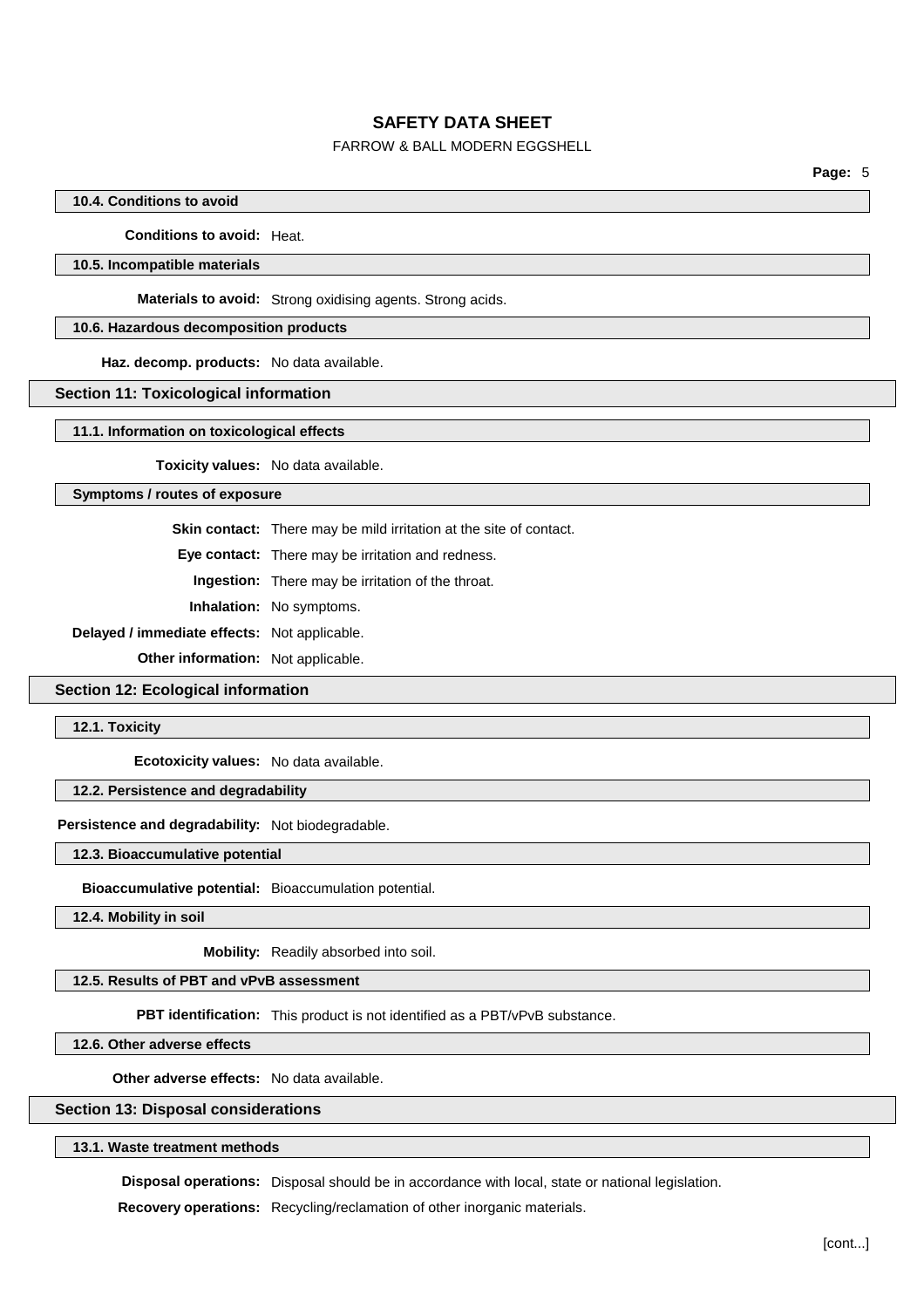### 10.4. Conditions to avoid

**Conditions to avoid:** Heat.

### 10.5. Incompatible materials

**Materials to avoid:** Strong oxidising agents. Strong acids.

### 10.6. Hazardous decomposition products

**Haz. decomp. products:** No data available.

## Section 11: Toxicological information

### 11.1. Information on toxicological effects

**Toxicity values:** No data available.

### Symptoms / routes of exposure

**Skin contact:** There may be mild irritation at the site of contact.

**Eye contact:** There may be irritation and redness.

**Ingestion:** There may be irritation of the throat.

**Inhalation:** No symptoms.

**Delayed / immediate effects:** Not applicable.

**Other information:** Not applicable.

## Section 12: Ecological information

### 12.1. Toxicity

**Ecotoxicity values:** No data available.

### 12.2. Persistence and degradability

**Persistence and degradability:** Not biodegradable.

### 12.3. Bioaccumulative potential

**Bioaccumulative potential:** Bioaccumulation potential.

### 12.4. Mobility in soil

**Mobility:** Readily absorbed into soil.

### 12.5. Results of PBT and vPvB assessment

**PBT identification:** This product is not identified as a PBT/vPvB substance.

### 12.6. Other adverse effects

**Other adverse effects:** No data available.

## Section 13: Disposal considerations

### 13.1. Waste treatment methods

**Disposal operations:** Disposal should be in accordance with local, state or national legislation.

**Recovery operations:** Recycling/reclamation of other inorganic materials.

[cont...]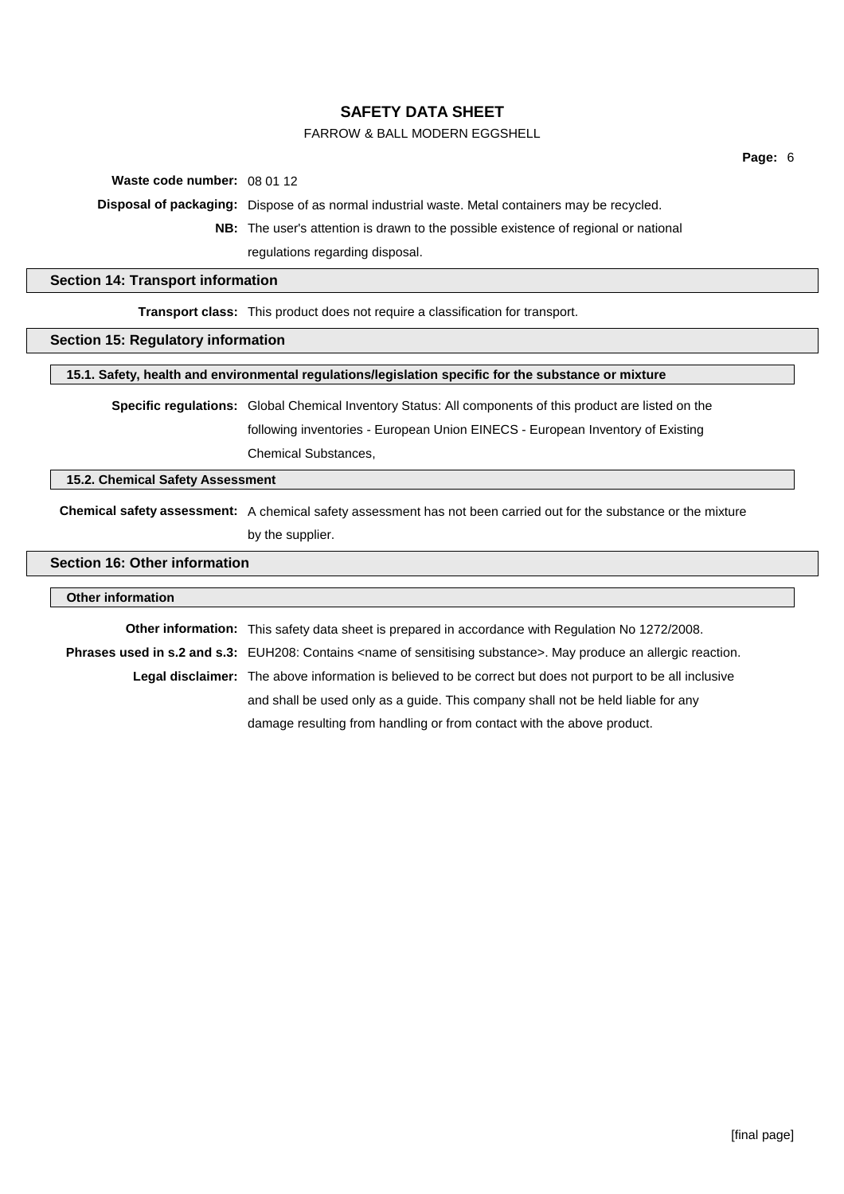**Waste code number:** 08 01 12

**Disposal of packaging:** Dispose of as normal industrial waste. Metal containers may be recycled.

**NB:** The user's attention is drawn to the possible existence of regional or national regulations regarding disposal.

## Section 14: Transport information

**Transport class:** This product does not require a classification for transport.

## Section 15: Regulatory information

### 15.1. Safety, health and environmental regulations/legislation specific for the substance or mixture

**Specific regulations:** Global Chemical Inventory Status: All components of this product are listed on the following inventories - European Union EINECS - European Inventory of Existing Chemical Substances,

### 15.2. Chemical Safety Assessment

**Chemical safety assessment:** A chemical safety assessment has not been carried out for the substance or the mixture by the supplier.

## Section 16: Other information

### Other information

**Other information:** This safety data sheet is prepared in accordance with Regulation No 1272/2008.

**Phrases used in s.2 and s.3:** EUH208: Contains <name of sensitising substance>. May produce an allergic reaction.

**Legal disclaimer:** The above information is believed to be correct but does not purport to be all inclusive and shall be used only as a guide. This company shall not be held liable for any damage resulting from handling or from contact with the above product.

[final page]